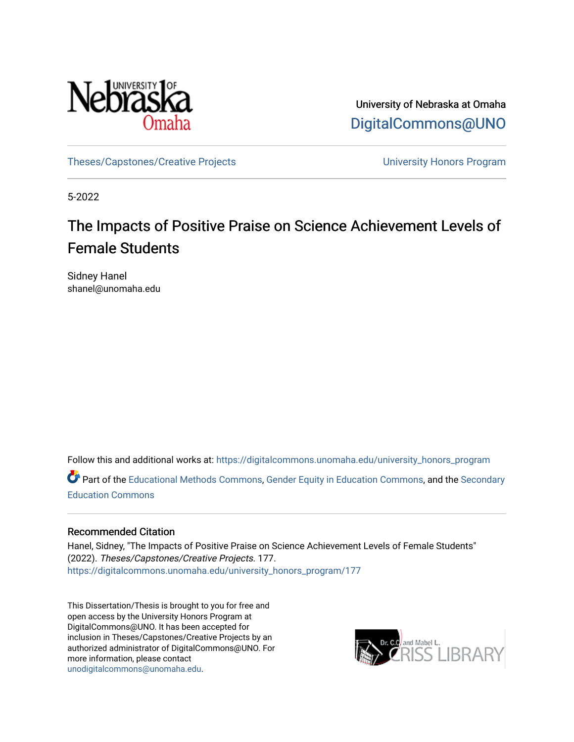University of Nebraska at Omaha

DigitalCommons@UNO

Theses/Capstones/Creative Projects

University Honors Program

5-2022

# The Impacts of Positive Praise on Science Achievement Levels of Female Students

Sidney Hanel

shanel@unomaha.edu

Follow this and additional works at: https://digitalcommons.unomaha.edu/university_honors_program

Part of the Educational Methods Commons, Gender Equity in Education Commons, and the Secondary Education Commons

## Recommended Citation

Hanel, Sidney, "The Impacts of Positive Praise on Science Achievement Levels of Female Students" (2022). *Theses/Capstones/Creative Projects*. 177.
https://digitalcommons.unomaha.edu/university_honors_program/177

This Dissertation/Thesis is brought to you for free and open access by the University Honors Program at DigitalCommons@UNO. It has been accepted for inclusion in Theses/Capstones/Creative Projects by an authorized administrator of DigitalCommons@UNO. For more information, please contact unodigitalcommons@unomaha.edu.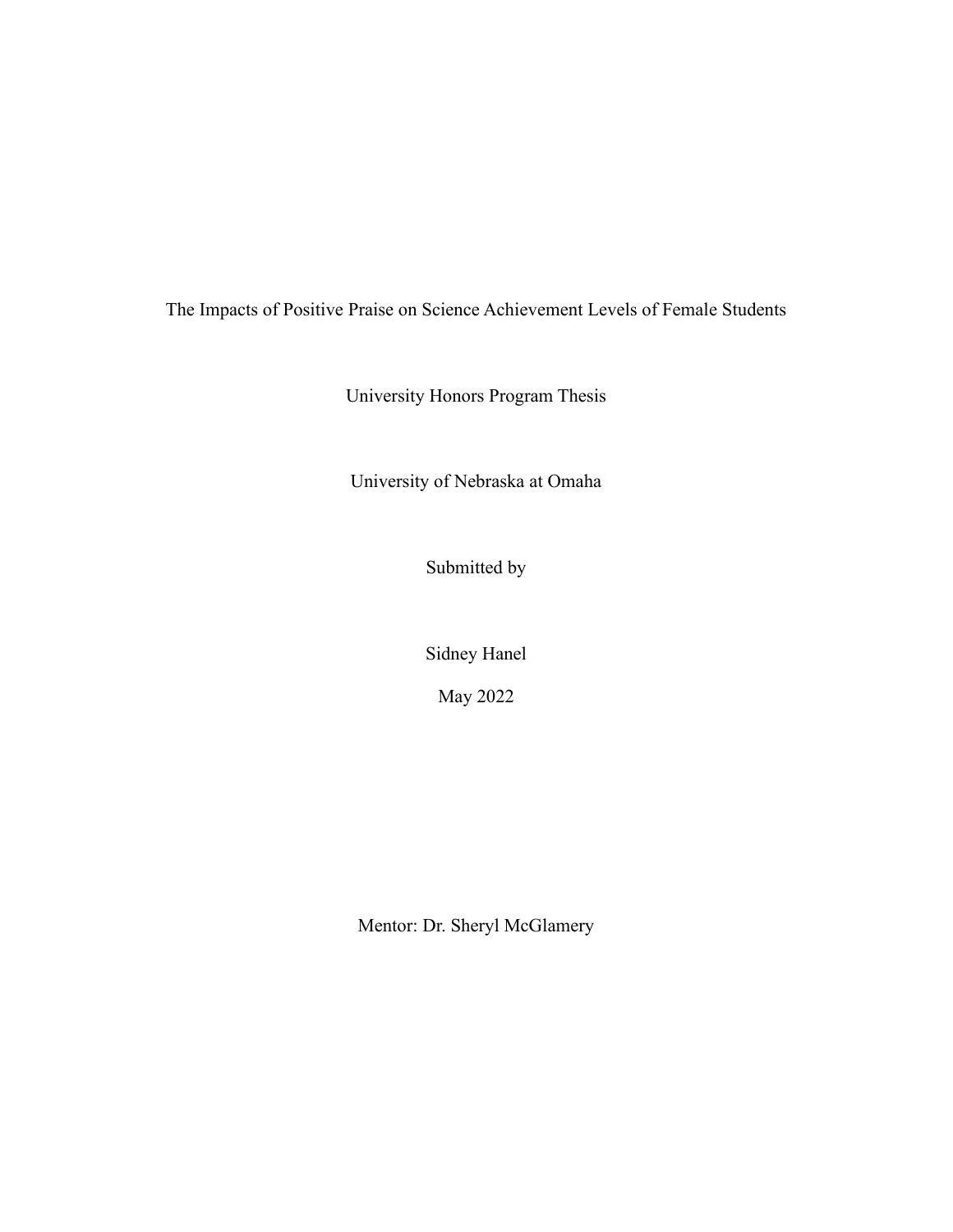# The Impacts of Positive Praise on Science Achievement Levels of Female Students

University Honors Program Thesis

University of Nebraska at Omaha

Submitted by

Sidney Hanel

May 2022

Mentor: Dr. Sheryl McGlamery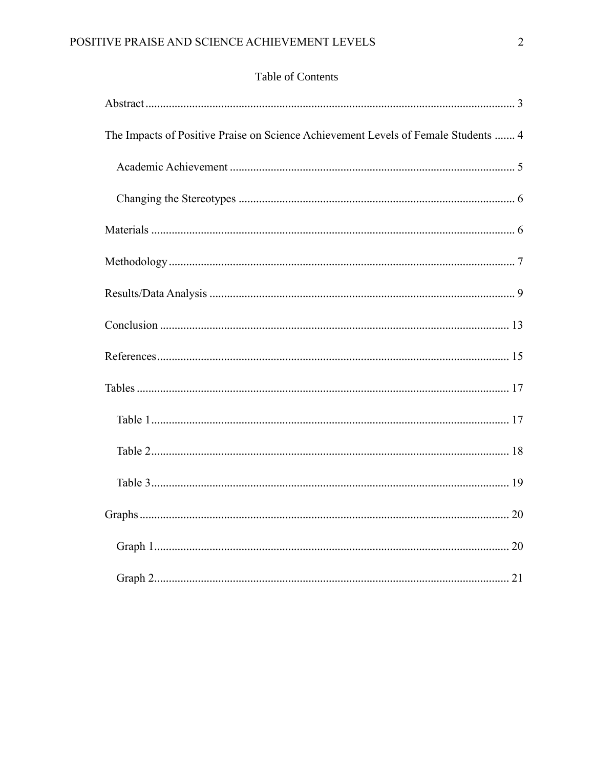# Table of Contents

Abstract ........................................................................................................................ 3

The Impacts of Positive Praise on Science Achievement Levels of Female Students ....... 4

  Academic Achievement ................................................................................................ 5

  Changing the Stereotypes ............................................................................................ 6

Materials ......................................................................................................................... 6

Methodology .................................................................................................................... 7

Results/Data Analysis ...................................................................................................... 9

Conclusion ..................................................................................................................... 13

References ...................................................................................................................... 15

Tables ............................................................................................................................. 17

  Table 1 ......................................................................................................................... 17

  Table 2 ......................................................................................................................... 18

  Table 3 ......................................................................................................................... 19

Graphs ............................................................................................................................ 20

  Graph 1 ........................................................................................................................ 20

  Graph 2 ........................................................................................................................ 21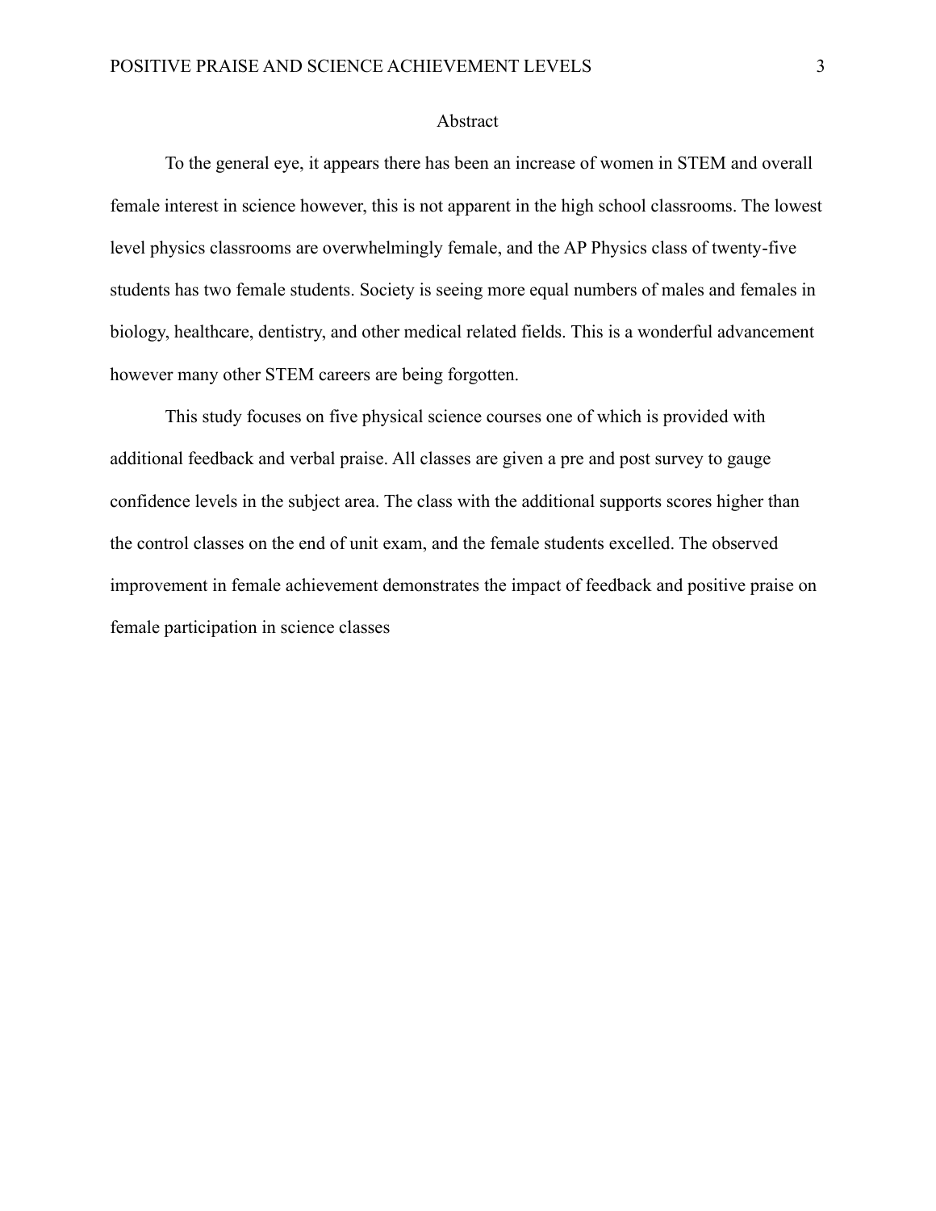# Abstract

To the general eye, it appears there has been an increase of women in STEM and overall female interest in science however, this is not apparent in the high school classrooms. The lowest level physics classrooms are overwhelmingly female, and the AP Physics class of twenty-five students has two female students. Society is seeing more equal numbers of males and females in biology, healthcare, dentistry, and other medical related fields. This is a wonderful advancement however many other STEM careers are being forgotten.

This study focuses on five physical science courses one of which is provided with additional feedback and verbal praise. All classes are given a pre and post survey to gauge confidence levels in the subject area. The class with the additional supports scores higher than the control classes on the end of unit exam, and the female students excelled. The observed improvement in female achievement demonstrates the impact of feedback and positive praise on female participation in science classes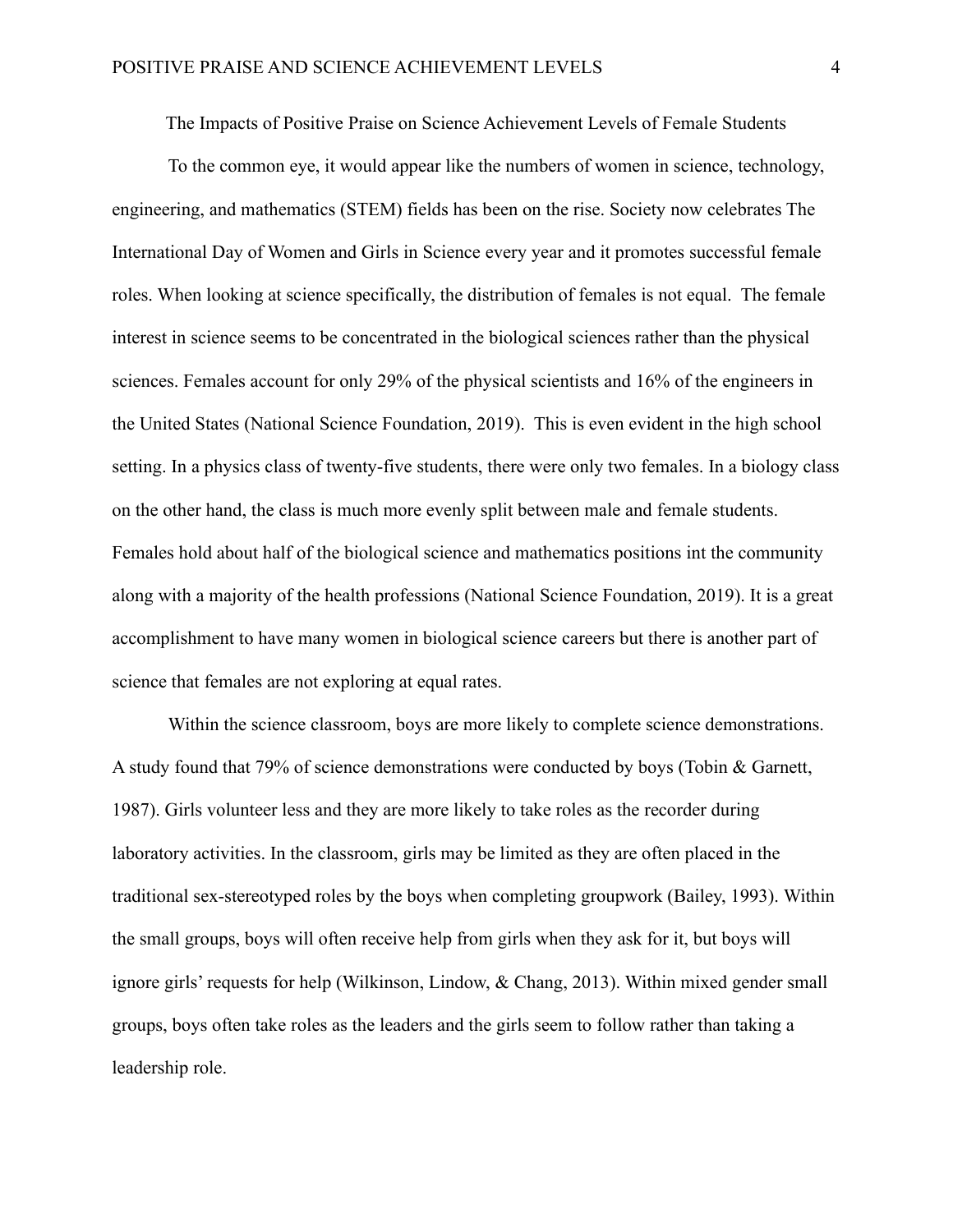# The Impacts of Positive Praise on Science Achievement Levels of Female Students

To the common eye, it would appear like the numbers of women in science, technology, engineering, and mathematics (STEM) fields has been on the rise. Society now celebrates The International Day of Women and Girls in Science every year and it promotes successful female roles. When looking at science specifically, the distribution of females is not equal. The female interest in science seems to be concentrated in the biological sciences rather than the physical sciences. Females account for only 29% of the physical scientists and 16% of the engineers in the United States (National Science Foundation, 2019). This is even evident in the high school setting. In a physics class of twenty-five students, there were only two females. In a biology class on the other hand, the class is much more evenly split between male and female students. Females hold about half of the biological science and mathematics positions int the community along with a majority of the health professions (National Science Foundation, 2019). It is a great accomplishment to have many women in biological science careers but there is another part of science that females are not exploring at equal rates.

Within the science classroom, boys are more likely to complete science demonstrations. A study found that 79% of science demonstrations were conducted by boys (Tobin & Garnett, 1987). Girls volunteer less and they are more likely to take roles as the recorder during laboratory activities. In the classroom, girls may be limited as they are often placed in the traditional sex-stereotyped roles by the boys when completing groupwork (Bailey, 1993). Within the small groups, boys will often receive help from girls when they ask for it, but boys will ignore girls' requests for help (Wilkinson, Lindow, & Chang, 2013). Within mixed gender small groups, boys often take roles as the leaders and the girls seem to follow rather than taking a leadership role.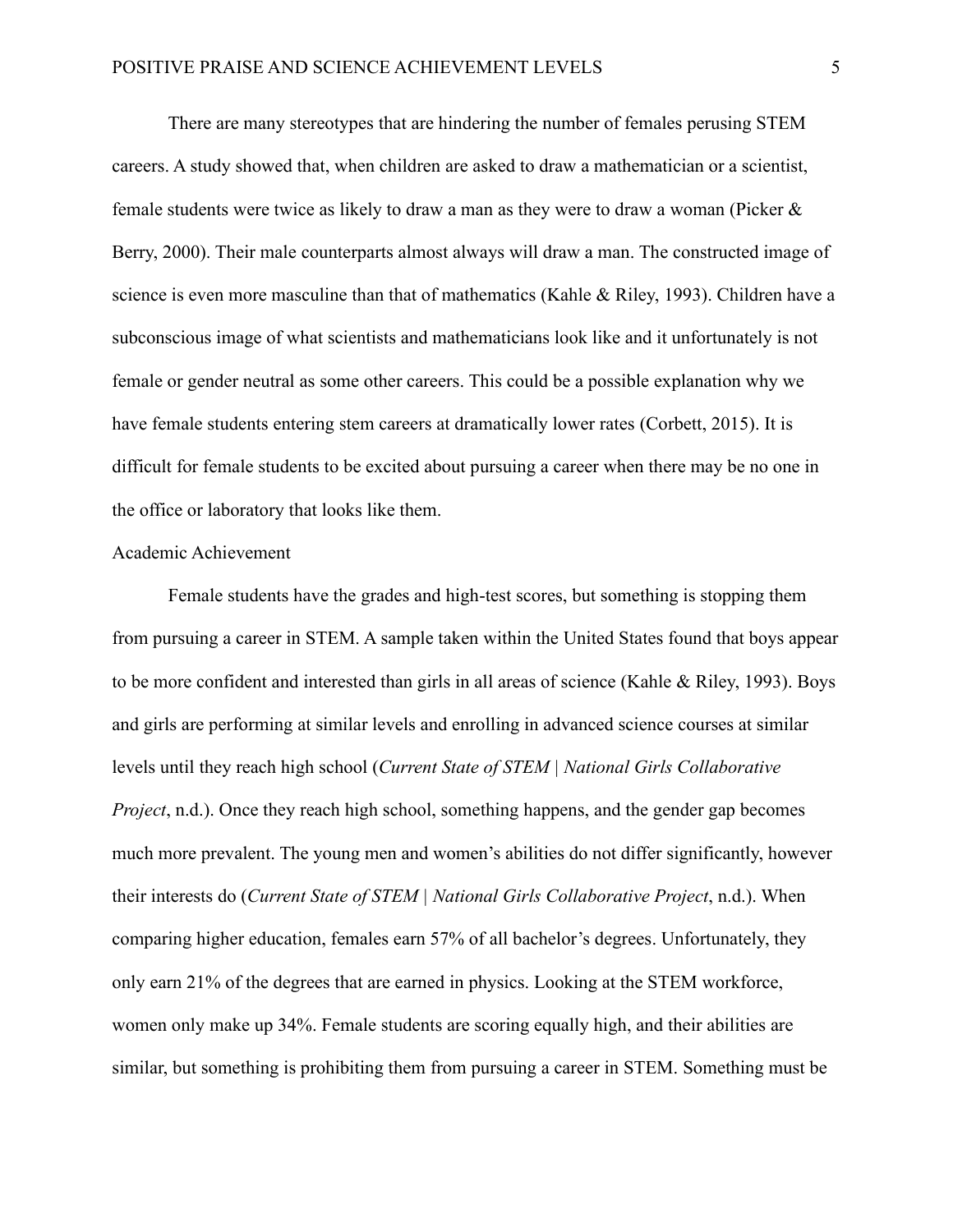There are many stereotypes that are hindering the number of females perusing STEM careers. A study showed that, when children are asked to draw a mathematician or a scientist, female students were twice as likely to draw a man as they were to draw a woman (Picker & Berry, 2000). Their male counterparts almost always will draw a man. The constructed image of science is even more masculine than that of mathematics (Kahle & Riley, 1993). Children have a subconscious image of what scientists and mathematicians look like and it unfortunately is not female or gender neutral as some other careers. This could be a possible explanation why we have female students entering stem careers at dramatically lower rates (Corbett, 2015). It is difficult for female students to be excited about pursuing a career when there may be no one in the office or laboratory that looks like them.

## Academic Achievement

Female students have the grades and high-test scores, but something is stopping them from pursuing a career in STEM. A sample taken within the United States found that boys appear to be more confident and interested than girls in all areas of science (Kahle & Riley, 1993). Boys and girls are performing at similar levels and enrolling in advanced science courses at similar levels until they reach high school (*Current State of STEM | National Girls Collaborative Project*, n.d.). Once they reach high school, something happens, and the gender gap becomes much more prevalent. The young men and women's abilities do not differ significantly, however their interests do (*Current State of STEM | National Girls Collaborative Project*, n.d.). When comparing higher education, females earn 57% of all bachelor's degrees. Unfortunately, they only earn 21% of the degrees that are earned in physics. Looking at the STEM workforce, women only make up 34%. Female students are scoring equally high, and their abilities are similar, but something is prohibiting them from pursuing a career in STEM. Something must be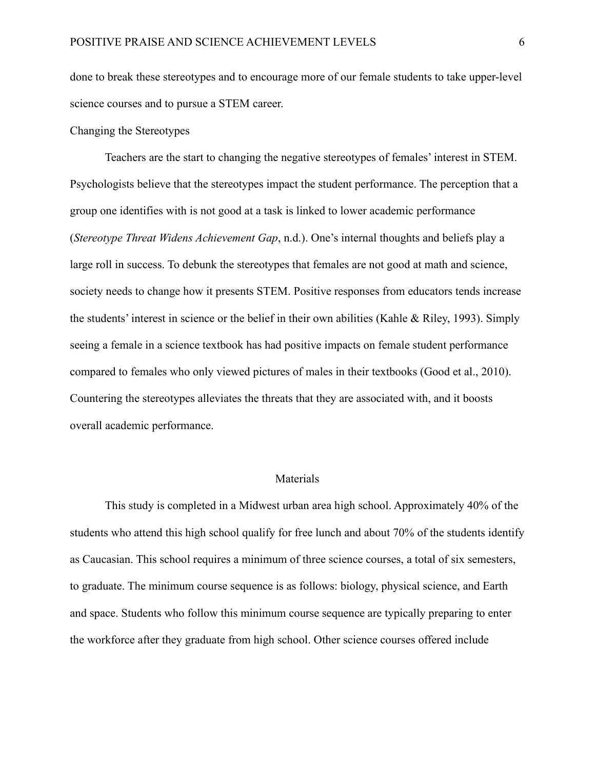done to break these stereotypes and to encourage more of our female students to take upper-level science courses and to pursue a STEM career.

### Changing the Stereotypes

Teachers are the start to changing the negative stereotypes of females' interest in STEM. Psychologists believe that the stereotypes impact the student performance. The perception that a group one identifies with is not good at a task is linked to lower academic performance (*Stereotype Threat Widens Achievement Gap*, n.d.). One's internal thoughts and beliefs play a large roll in success. To debunk the stereotypes that females are not good at math and science, society needs to change how it presents STEM. Positive responses from educators tends increase the students' interest in science or the belief in their own abilities (Kahle & Riley, 1993). Simply seeing a female in a science textbook has had positive impacts on female student performance compared to females who only viewed pictures of males in their textbooks (Good et al., 2010). Countering the stereotypes alleviates the threats that they are associated with, and it boosts overall academic performance.

## Materials

This study is completed in a Midwest urban area high school. Approximately 40% of the students who attend this high school qualify for free lunch and about 70% of the students identify as Caucasian. This school requires a minimum of three science courses, a total of six semesters, to graduate. The minimum course sequence is as follows: biology, physical science, and Earth and space. Students who follow this minimum course sequence are typically preparing to enter the workforce after they graduate from high school. Other science courses offered include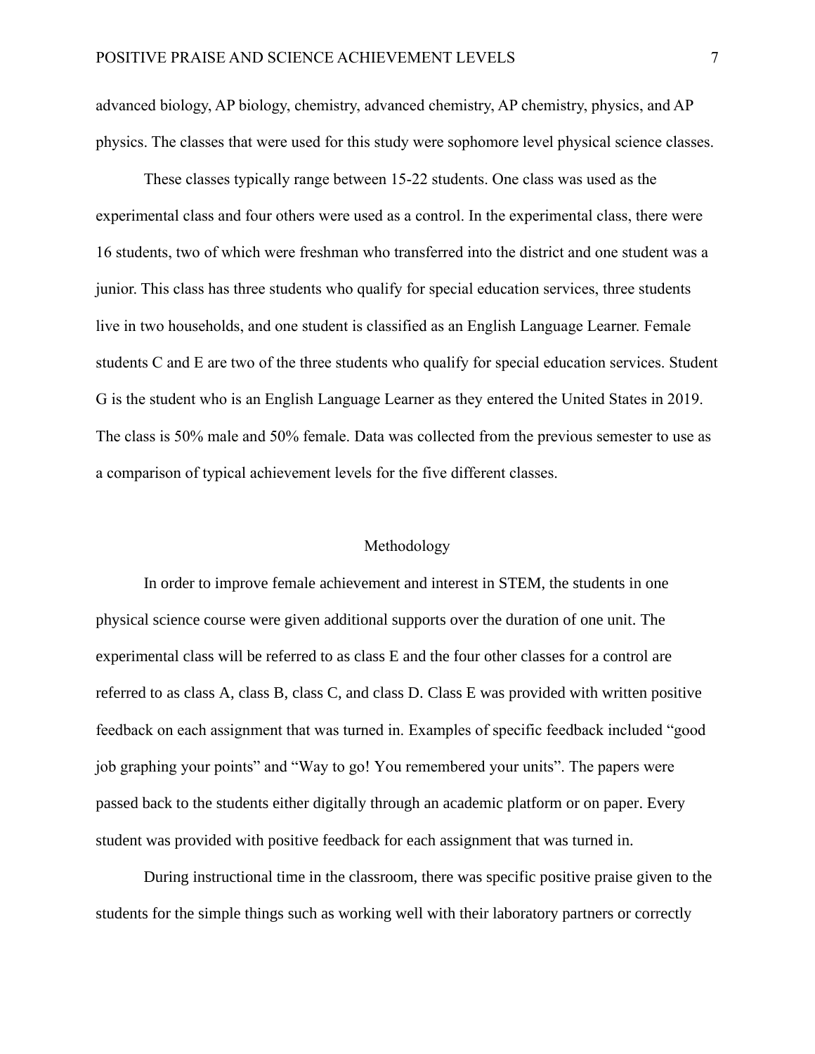advanced biology, AP biology, chemistry, advanced chemistry, AP chemistry, physics, and AP physics. The classes that were used for this study were sophomore level physical science classes.

These classes typically range between 15-22 students. One class was used as the experimental class and four others were used as a control. In the experimental class, there were 16 students, two of which were freshman who transferred into the district and one student was a junior. This class has three students who qualify for special education services, three students live in two households, and one student is classified as an English Language Learner. Female students C and E are two of the three students who qualify for special education services. Student G is the student who is an English Language Learner as they entered the United States in 2019. The class is 50% male and 50% female. Data was collected from the previous semester to use as a comparison of typical achievement levels for the five different classes.

## Methodology

In order to improve female achievement and interest in STEM, the students in one physical science course were given additional supports over the duration of one unit. The experimental class will be referred to as class E and the four other classes for a control are referred to as class A, class B, class C, and class D. Class E was provided with written positive feedback on each assignment that was turned in. Examples of specific feedback included "good job graphing your points" and "Way to go! You remembered your units". The papers were passed back to the students either digitally through an academic platform or on paper. Every student was provided with positive feedback for each assignment that was turned in.

During instructional time in the classroom, there was specific positive praise given to the students for the simple things such as working well with their laboratory partners or correctly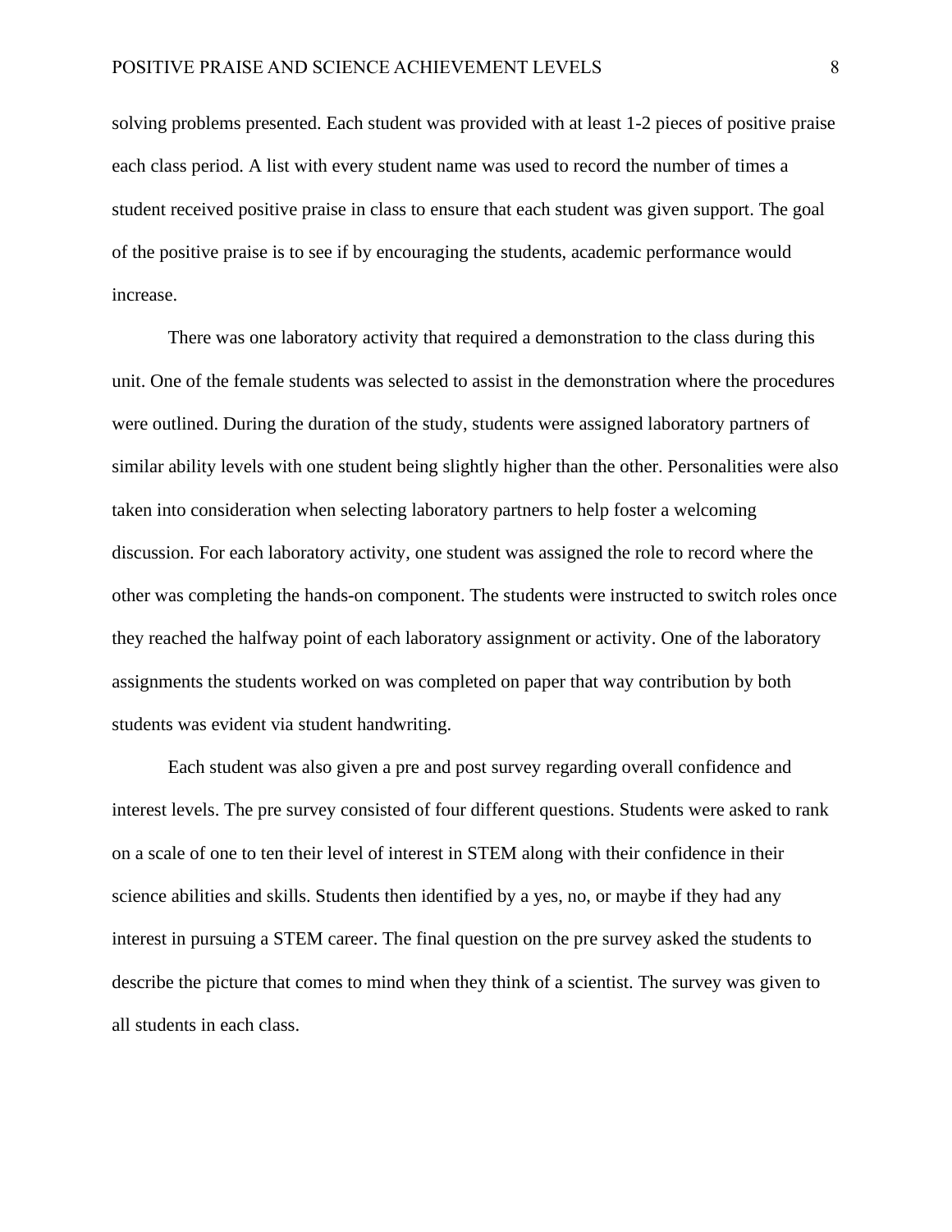solving problems presented. Each student was provided with at least 1-2 pieces of positive praise each class period. A list with every student name was used to record the number of times a student received positive praise in class to ensure that each student was given support. The goal of the positive praise is to see if by encouraging the students, academic performance would increase.

There was one laboratory activity that required a demonstration to the class during this unit. One of the female students was selected to assist in the demonstration where the procedures were outlined. During the duration of the study, students were assigned laboratory partners of similar ability levels with one student being slightly higher than the other. Personalities were also taken into consideration when selecting laboratory partners to help foster a welcoming discussion. For each laboratory activity, one student was assigned the role to record where the other was completing the hands-on component. The students were instructed to switch roles once they reached the halfway point of each laboratory assignment or activity. One of the laboratory assignments the students worked on was completed on paper that way contribution by both students was evident via student handwriting.

Each student was also given a pre and post survey regarding overall confidence and interest levels. The pre survey consisted of four different questions. Students were asked to rank on a scale of one to ten their level of interest in STEM along with their confidence in their science abilities and skills. Students then identified by a yes, no, or maybe if they had any interest in pursuing a STEM career. The final question on the pre survey asked the students to describe the picture that comes to mind when they think of a scientist. The survey was given to all students in each class.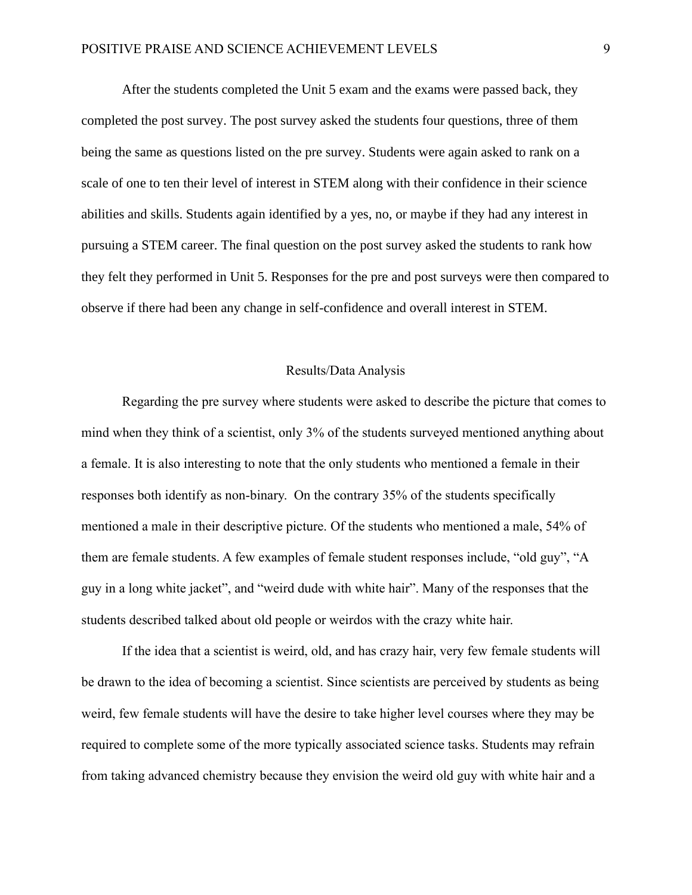After the students completed the Unit 5 exam and the exams were passed back, they completed the post survey. The post survey asked the students four questions, three of them being the same as questions listed on the pre survey. Students were again asked to rank on a scale of one to ten their level of interest in STEM along with their confidence in their science abilities and skills. Students again identified by a yes, no, or maybe if they had any interest in pursuing a STEM career. The final question on the post survey asked the students to rank how they felt they performed in Unit 5. Responses for the pre and post surveys were then compared to observe if there had been any change in self-confidence and overall interest in STEM.

## Results/Data Analysis

Regarding the pre survey where students were asked to describe the picture that comes to mind when they think of a scientist, only 3% of the students surveyed mentioned anything about a female. It is also interesting to note that the only students who mentioned a female in their responses both identify as non-binary. On the contrary 35% of the students specifically mentioned a male in their descriptive picture. Of the students who mentioned a male, 54% of them are female students. A few examples of female student responses include, "old guy", "A guy in a long white jacket", and "weird dude with white hair". Many of the responses that the students described talked about old people or weirdos with the crazy white hair.

If the idea that a scientist is weird, old, and has crazy hair, very few female students will be drawn to the idea of becoming a scientist. Since scientists are perceived by students as being weird, few female students will have the desire to take higher level courses where they may be required to complete some of the more typically associated science tasks. Students may refrain from taking advanced chemistry because they envision the weird old guy with white hair and a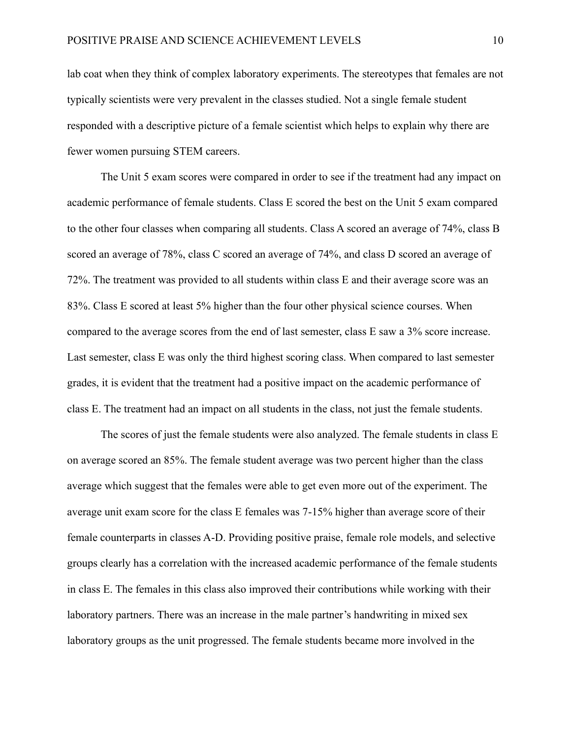lab coat when they think of complex laboratory experiments. The stereotypes that females are not typically scientists were very prevalent in the classes studied. Not a single female student responded with a descriptive picture of a female scientist which helps to explain why there are fewer women pursuing STEM careers.

The Unit 5 exam scores were compared in order to see if the treatment had any impact on academic performance of female students. Class E scored the best on the Unit 5 exam compared to the other four classes when comparing all students. Class A scored an average of 74%, class B scored an average of 78%, class C scored an average of 74%, and class D scored an average of 72%. The treatment was provided to all students within class E and their average score was an 83%. Class E scored at least 5% higher than the four other physical science courses. When compared to the average scores from the end of last semester, class E saw a 3% score increase. Last semester, class E was only the third highest scoring class. When compared to last semester grades, it is evident that the treatment had a positive impact on the academic performance of class E. The treatment had an impact on all students in the class, not just the female students.

The scores of just the female students were also analyzed. The female students in class E on average scored an 85%. The female student average was two percent higher than the class average which suggest that the females were able to get even more out of the experiment. The average unit exam score for the class E females was 7-15% higher than average score of their female counterparts in classes A-D. Providing positive praise, female role models, and selective groups clearly has a correlation with the increased academic performance of the female students in class E. The females in this class also improved their contributions while working with their laboratory partners. There was an increase in the male partner's handwriting in mixed sex laboratory groups as the unit progressed. The female students became more involved in the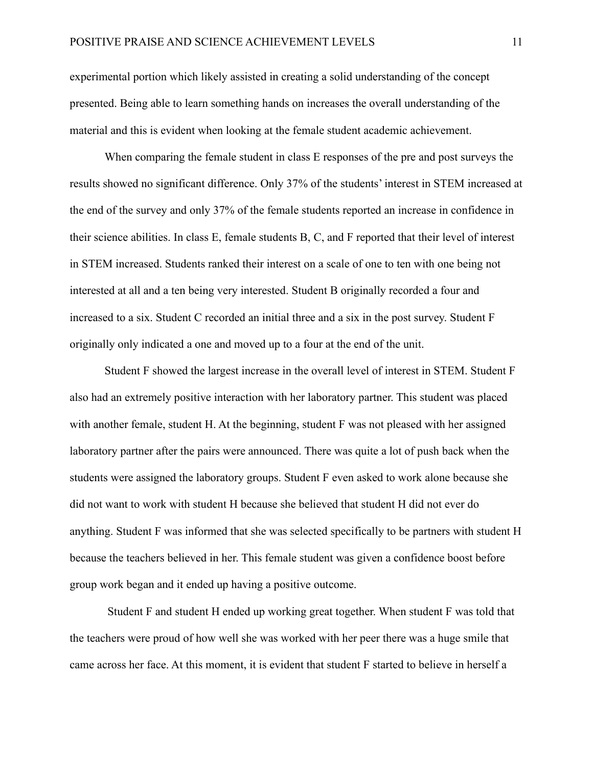experimental portion which likely assisted in creating a solid understanding of the concept presented. Being able to learn something hands on increases the overall understanding of the material and this is evident when looking at the female student academic achievement.

When comparing the female student in class E responses of the pre and post surveys the results showed no significant difference. Only 37% of the students' interest in STEM increased at the end of the survey and only 37% of the female students reported an increase in confidence in their science abilities. In class E, female students B, C, and F reported that their level of interest in STEM increased. Students ranked their interest on a scale of one to ten with one being not interested at all and a ten being very interested. Student B originally recorded a four and increased to a six. Student C recorded an initial three and a six in the post survey. Student F originally only indicated a one and moved up to a four at the end of the unit.

Student F showed the largest increase in the overall level of interest in STEM. Student F also had an extremely positive interaction with her laboratory partner. This student was placed with another female, student H. At the beginning, student F was not pleased with her assigned laboratory partner after the pairs were announced. There was quite a lot of push back when the students were assigned the laboratory groups. Student F even asked to work alone because she did not want to work with student H because she believed that student H did not ever do anything. Student F was informed that she was selected specifically to be partners with student H because the teachers believed in her. This female student was given a confidence boost before group work began and it ended up having a positive outcome.

Student F and student H ended up working great together. When student F was told that the teachers were proud of how well she was worked with her peer there was a huge smile that came across her face. At this moment, it is evident that student F started to believe in herself a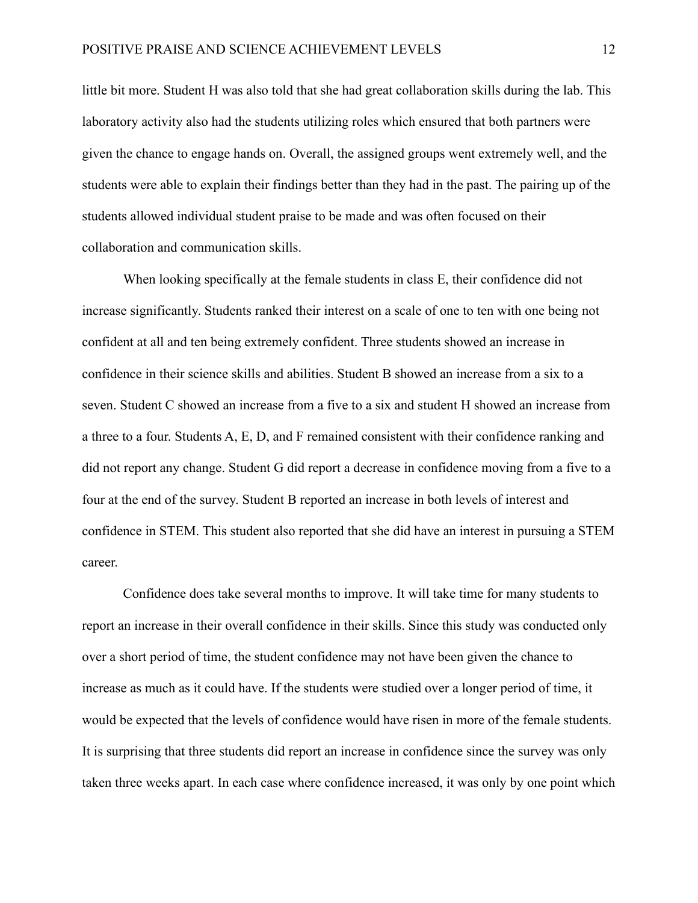little bit more. Student H was also told that she had great collaboration skills during the lab. This laboratory activity also had the students utilizing roles which ensured that both partners were given the chance to engage hands on. Overall, the assigned groups went extremely well, and the students were able to explain their findings better than they had in the past. The pairing up of the students allowed individual student praise to be made and was often focused on their collaboration and communication skills.

When looking specifically at the female students in class E, their confidence did not increase significantly. Students ranked their interest on a scale of one to ten with one being not confident at all and ten being extremely confident. Three students showed an increase in confidence in their science skills and abilities. Student B showed an increase from a six to a seven. Student C showed an increase from a five to a six and student H showed an increase from a three to a four. Students A, E, D, and F remained consistent with their confidence ranking and did not report any change. Student G did report a decrease in confidence moving from a five to a four at the end of the survey. Student B reported an increase in both levels of interest and confidence in STEM. This student also reported that she did have an interest in pursuing a STEM career.

Confidence does take several months to improve. It will take time for many students to report an increase in their overall confidence in their skills. Since this study was conducted only over a short period of time, the student confidence may not have been given the chance to increase as much as it could have. If the students were studied over a longer period of time, it would be expected that the levels of confidence would have risen in more of the female students. It is surprising that three students did report an increase in confidence since the survey was only taken three weeks apart. In each case where confidence increased, it was only by one point which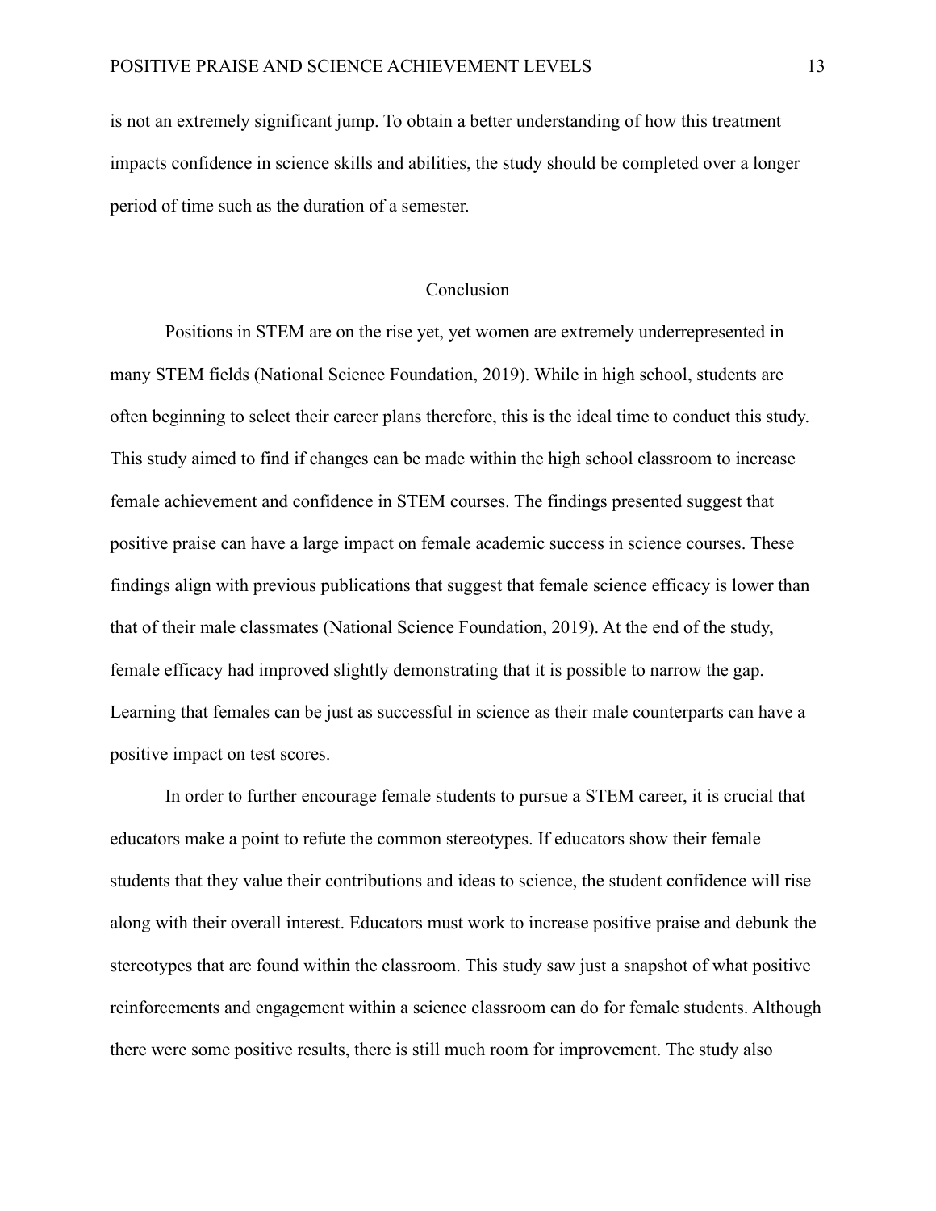is not an extremely significant jump. To obtain a better understanding of how this treatment impacts confidence in science skills and abilities, the study should be completed over a longer period of time such as the duration of a semester.

## Conclusion

Positions in STEM are on the rise yet, yet women are extremely underrepresented in many STEM fields (National Science Foundation, 2019). While in high school, students are often beginning to select their career plans therefore, this is the ideal time to conduct this study. This study aimed to find if changes can be made within the high school classroom to increase female achievement and confidence in STEM courses. The findings presented suggest that positive praise can have a large impact on female academic success in science courses. These findings align with previous publications that suggest that female science efficacy is lower than that of their male classmates (National Science Foundation, 2019). At the end of the study, female efficacy had improved slightly demonstrating that it is possible to narrow the gap. Learning that females can be just as successful in science as their male counterparts can have a positive impact on test scores.

In order to further encourage female students to pursue a STEM career, it is crucial that educators make a point to refute the common stereotypes. If educators show their female students that they value their contributions and ideas to science, the student confidence will rise along with their overall interest. Educators must work to increase positive praise and debunk the stereotypes that are found within the classroom. This study saw just a snapshot of what positive reinforcements and engagement within a science classroom can do for female students. Although there were some positive results, there is still much room for improvement. The study also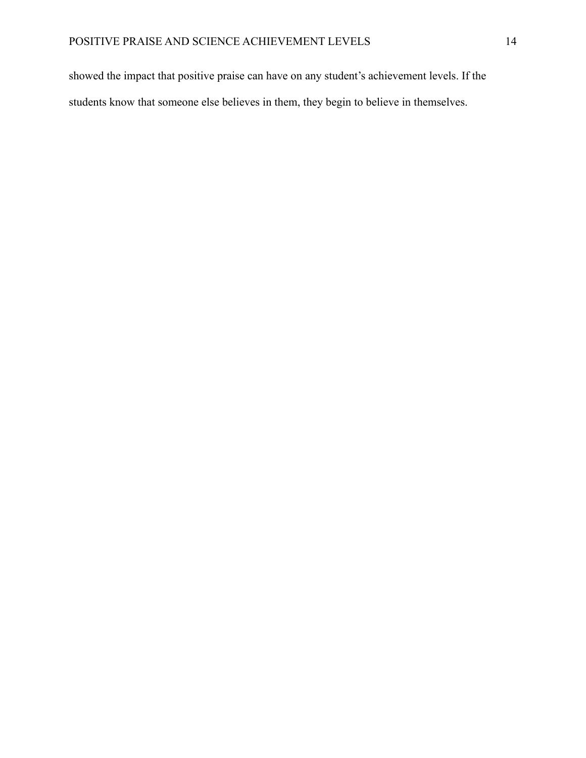showed the impact that positive praise can have on any student's achievement levels. If the students know that someone else believes in them, they begin to believe in themselves.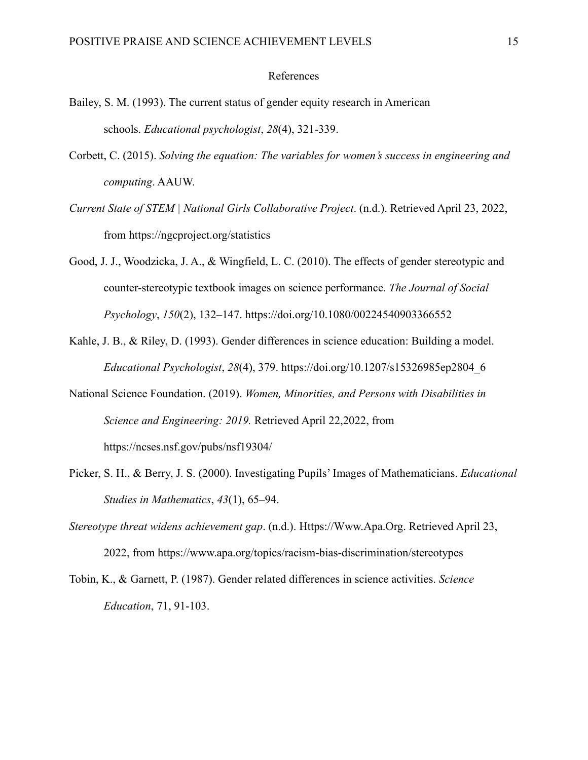# References

Bailey, S. M. (1993). The current status of gender equity research in American schools. *Educational psychologist*, *28*(4), 321-339.

Corbett, C. (2015). *Solving the equation: The variables for women's success in engineering and computing*. AAUW.

*Current State of STEM | National Girls Collaborative Project*. (n.d.). Retrieved April 23, 2022, from https://ngcproject.org/statistics

Good, J. J., Woodzicka, J. A., & Wingfield, L. C. (2010). The effects of gender stereotypic and counter-stereotypic textbook images on science performance. *The Journal of Social Psychology*, *150*(2), 132–147. https://doi.org/10.1080/00224540903366552

Kahle, J. B., & Riley, D. (1993). Gender differences in science education: Building a model. *Educational Psychologist*, *28*(4), 379. https://doi.org/10.1207/s15326985ep2804_6

National Science Foundation. (2019). *Women, Minorities, and Persons with Disabilities in Science and Engineering: 2019.* Retrieved April 22,2022, from https://ncses.nsf.gov/pubs/nsf19304/

Picker, S. H., & Berry, J. S. (2000). Investigating Pupils' Images of Mathematicians. *Educational Studies in Mathematics*, *43*(1), 65–94.

*Stereotype threat widens achievement gap*. (n.d.). Https://Www.Apa.Org. Retrieved April 23, 2022, from https://www.apa.org/topics/racism-bias-discrimination/stereotypes

Tobin, K., & Garnett, P. (1987). Gender related differences in science activities. *Science Education*, 71, 91-103.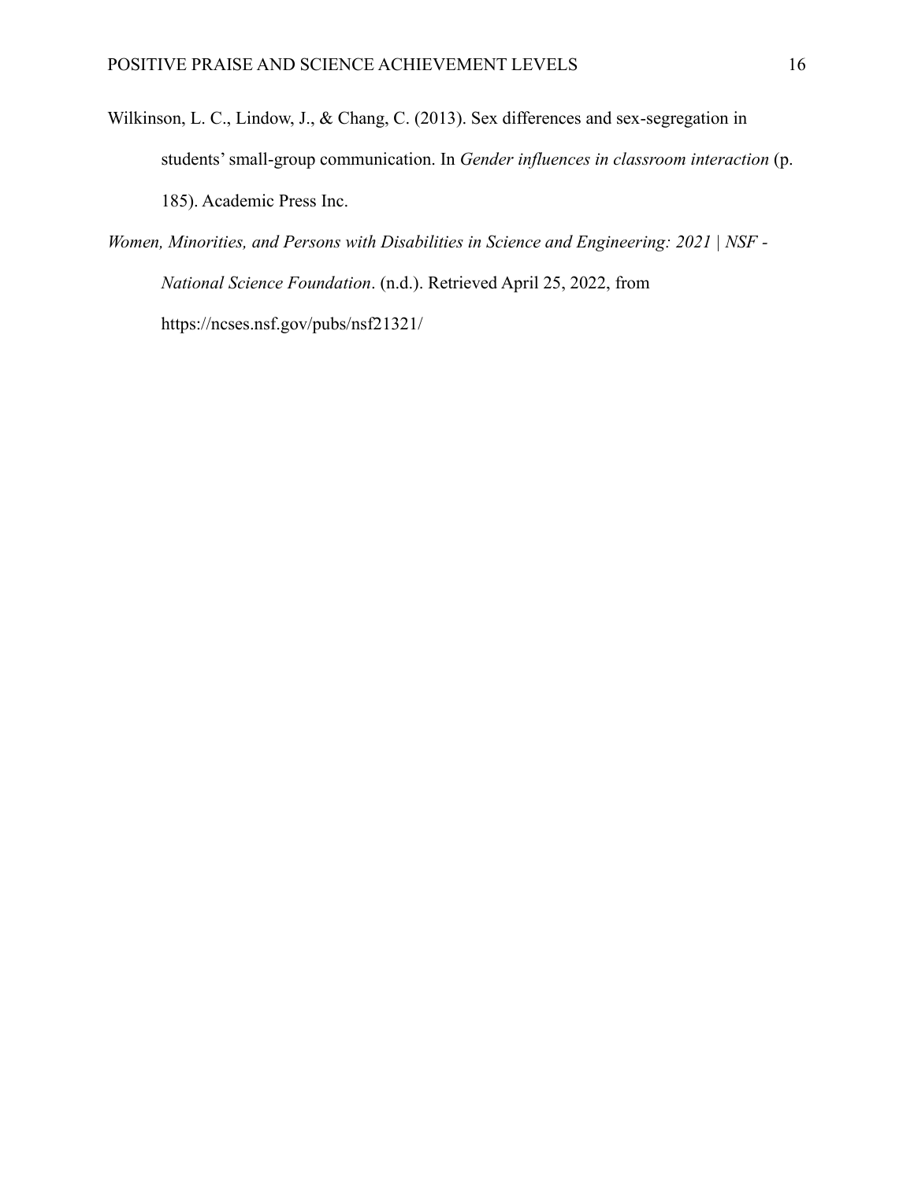Wilkinson, L. C., Lindow, J., & Chang, C. (2013). Sex differences and sex-segregation in students' small-group communication. In *Gender influences in classroom interaction* (p. 185). Academic Press Inc.

*Women, Minorities, and Persons with Disabilities in Science and Engineering: 2021 | NSF - National Science Foundation*. (n.d.). Retrieved April 25, 2022, from https://ncses.nsf.gov/pubs/nsf21321/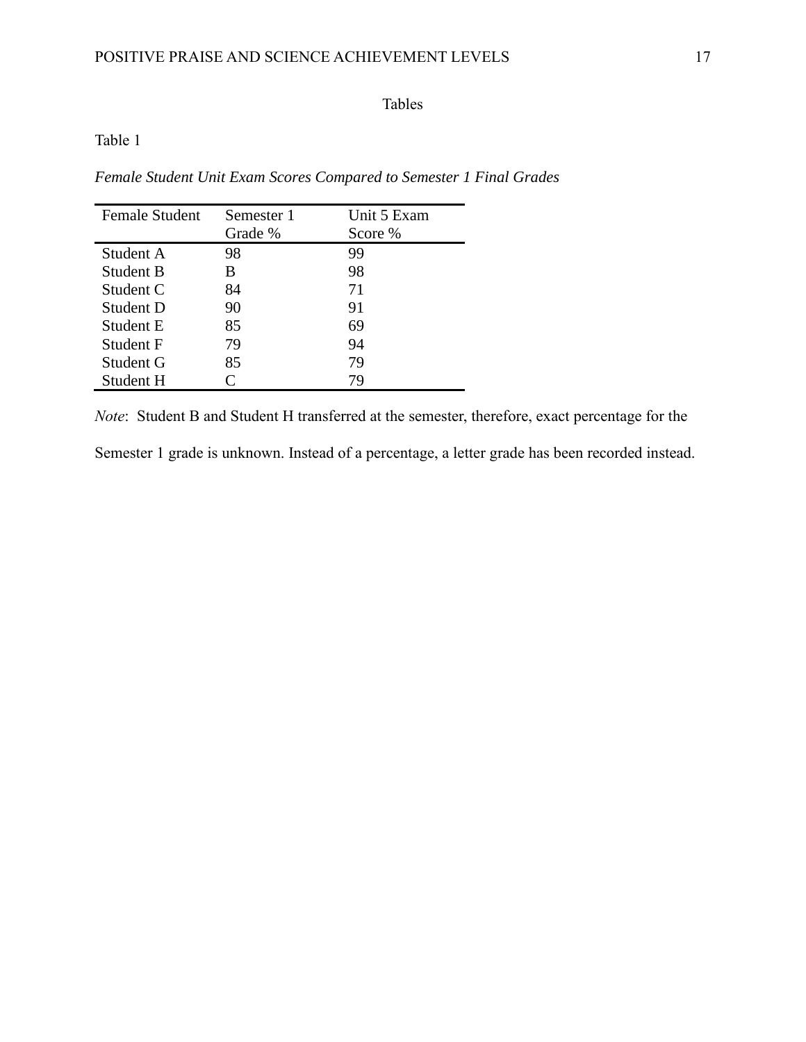# Tables

Table 1

*Female Student Unit Exam Scores Compared to Semester 1 Final Grades*

| Female Student | Semester 1 Grade % | Unit 5 Exam Score % |
|---|---|---|
| Student A | 98 | 99 |
| Student B | B | 98 |
| Student C | 84 | 71 |
| Student D | 90 | 91 |
| Student E | 85 | 69 |
| Student F | 79 | 94 |
| Student G | 85 | 79 |
| Student H | C | 79 |

*Note*: Student B and Student H transferred at the semester, therefore, exact percentage for the Semester 1 grade is unknown. Instead of a percentage, a letter grade has been recorded instead.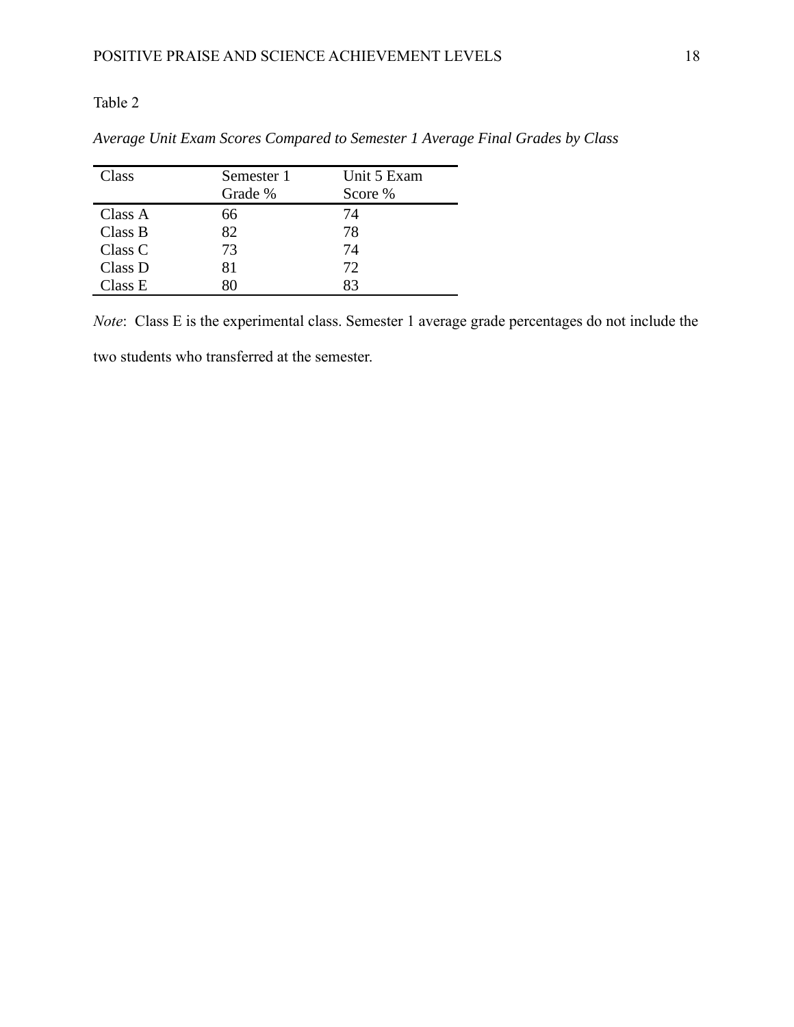Table 2

*Average Unit Exam Scores Compared to Semester 1 Average Final Grades by Class*

| Class | Semester 1 Grade % | Unit 5 Exam Score % |
|---|---|---|
| Class A | 66 | 74 |
| Class B | 82 | 78 |
| Class C | 73 | 74 |
| Class D | 81 | 72 |
| Class E | 80 | 83 |

*Note*: Class E is the experimental class. Semester 1 average grade percentages do not include the two students who transferred at the semester.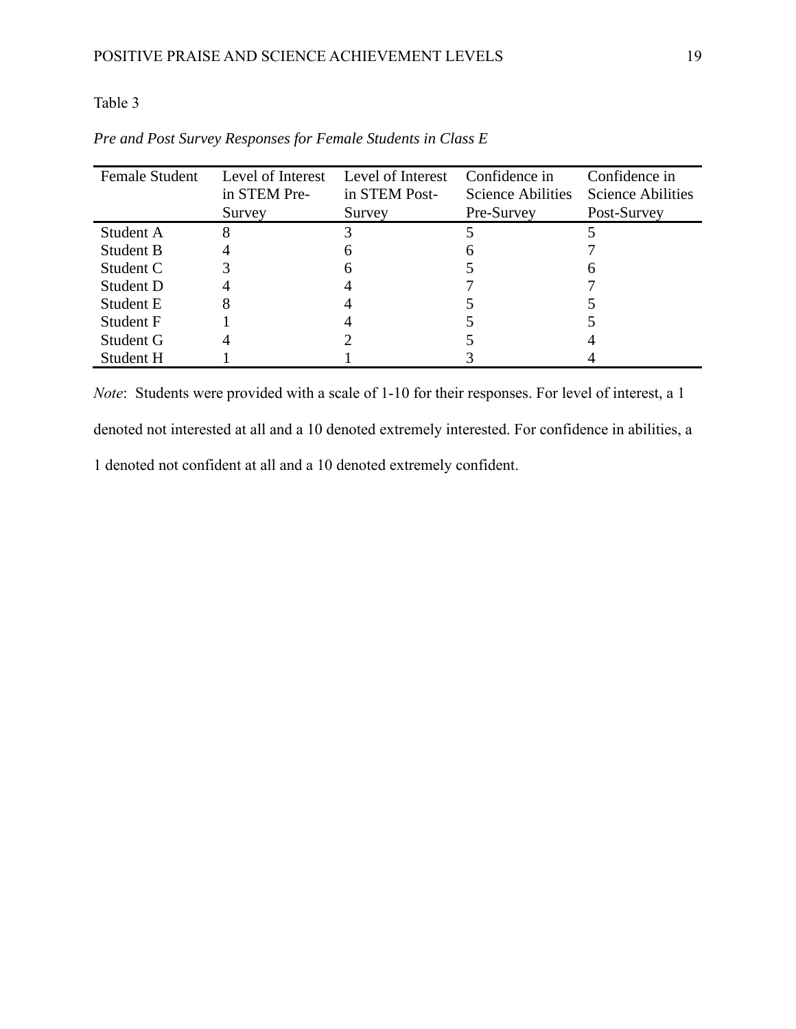Table 3

*Pre and Post Survey Responses for Female Students in Class E*

| Female Student | Level of Interest in STEM Pre-Survey | Level of Interest in STEM Post-Survey | Confidence in Science Abilities Pre-Survey | Confidence in Science Abilities Post-Survey |
|---|---|---|---|---|
| Student A | 8 | 3 | 5 | 5 |
| Student B | 4 | 6 | 6 | 7 |
| Student C | 3 | 6 | 5 | 6 |
| Student D | 4 | 4 | 7 | 7 |
| Student E | 8 | 4 | 5 | 5 |
| Student F | 1 | 4 | 5 | 5 |
| Student G | 4 | 2 | 5 | 4 |
| Student H | 1 | 1 | 3 | 4 |

*Note*: Students were provided with a scale of 1-10 for their responses. For level of interest, a 1 denoted not interested at all and a 10 denoted extremely interested. For confidence in abilities, a 1 denoted not confident at all and a 10 denoted extremely confident.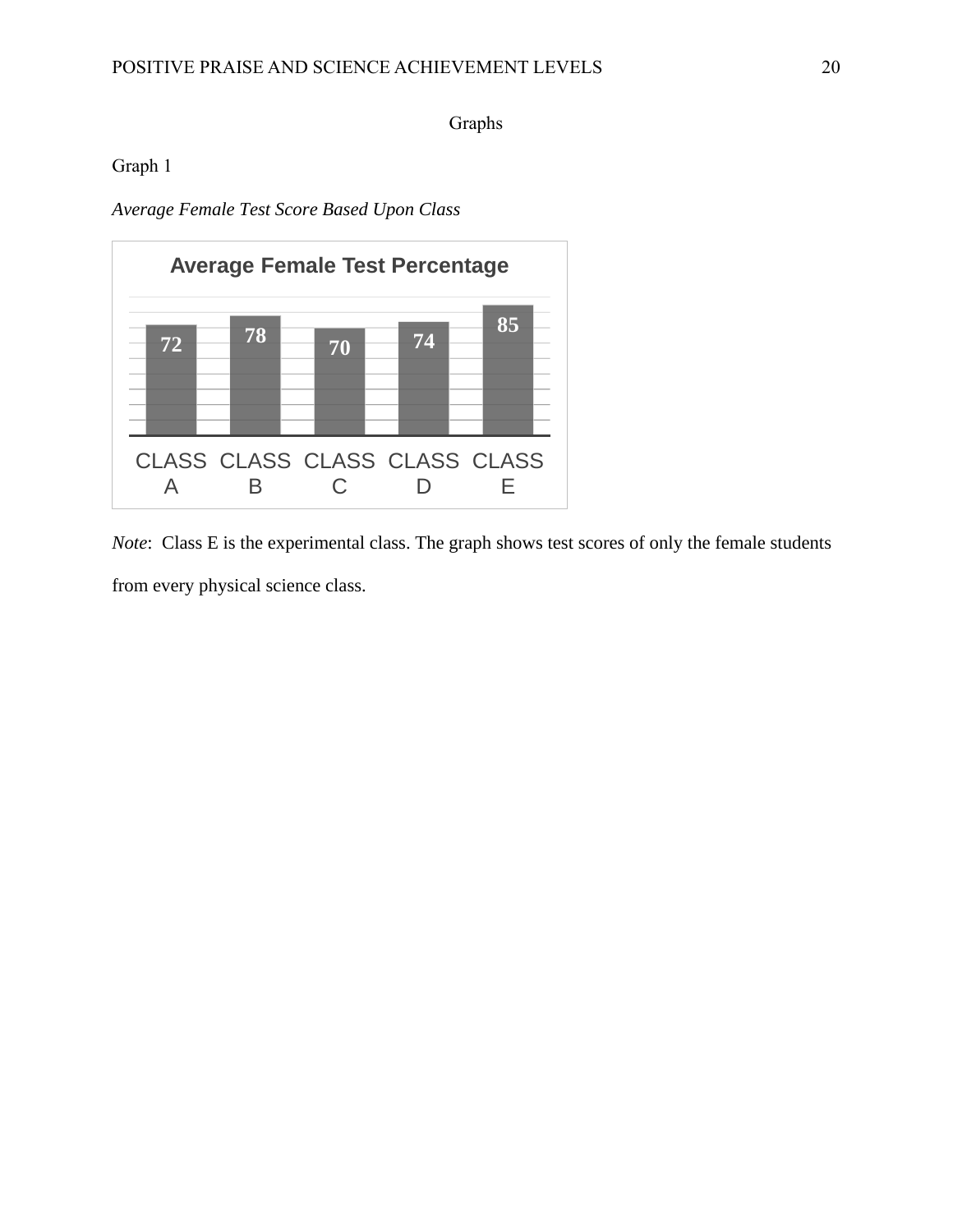# Graphs

Graph 1

*Average Female Test Score Based Upon Class*

**Average Female Test Percentage**

| CLASS A | CLASS B | CLASS C | CLASS D | CLASS E |
|---|---|---|---|---|
| 72 | 78 | 70 | 74 | 85 |

*Note*: Class E is the experimental class. The graph shows test scores of only the female students from every physical science class.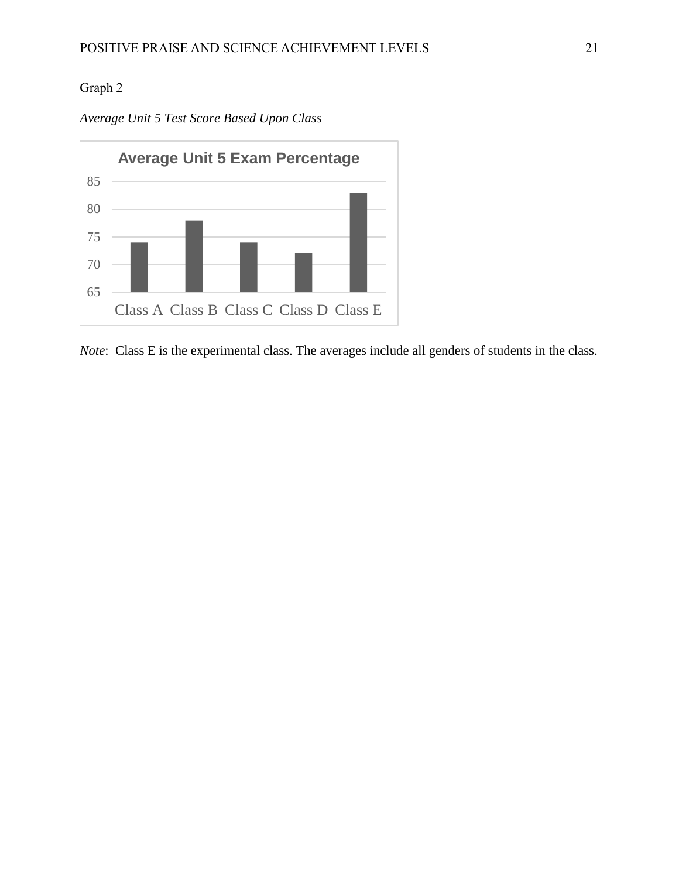Graph 2

*Average Unit 5 Test Score Based Upon Class*

Average Unit 5 Exam Percentage

85

80

75

70

65

Class A Class B Class C Class D Class E

*Note*: Class E is the experimental class. The averages include all genders of students in the class.